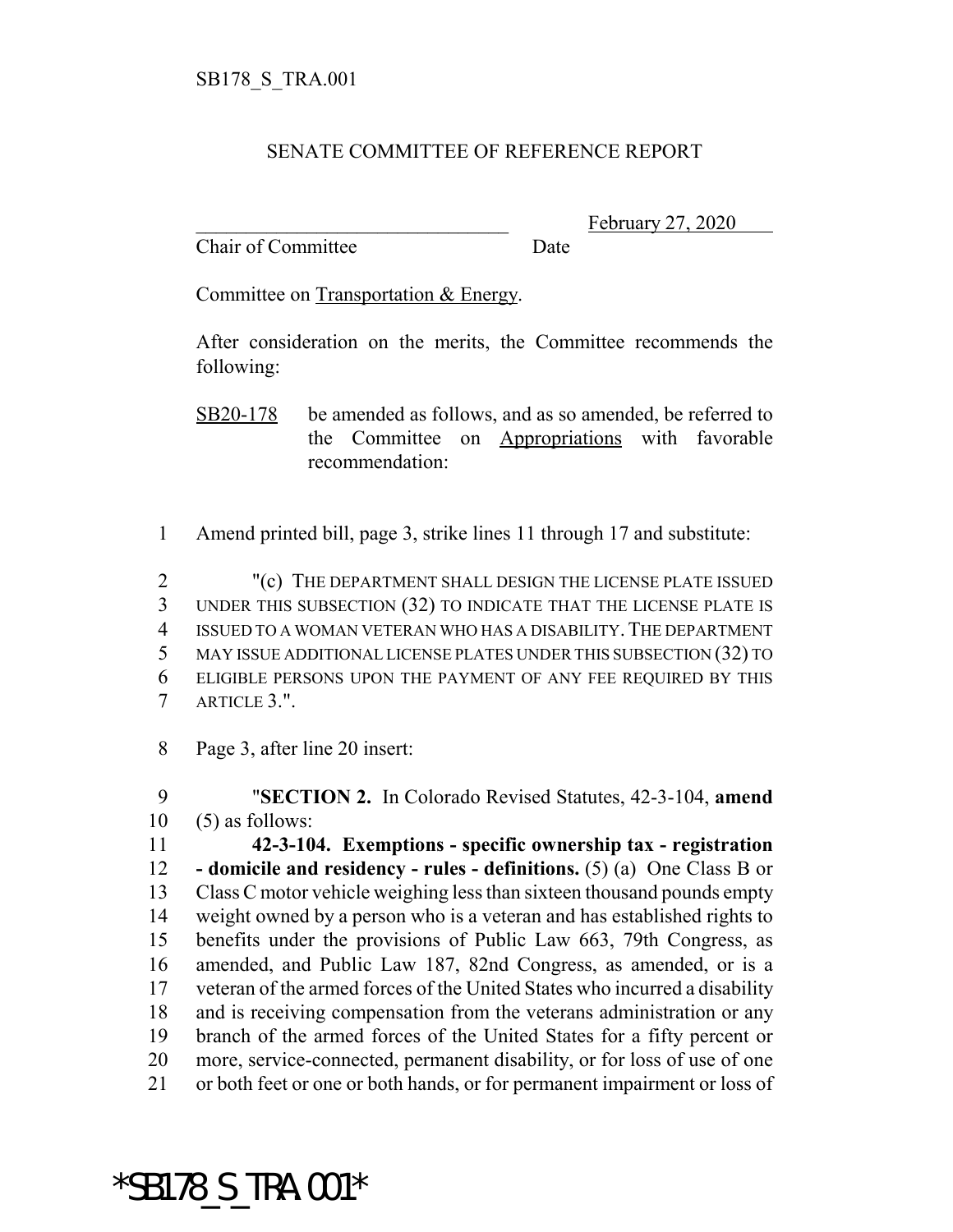SB178_S_TRA.001

# SENATE COMMITTEE OF REFERENCE REPORT

_______________________________ February 27, 2020
Chair of Committee Date

Committee on Transportation & Energy.

After consideration on the merits, the Committee recommends the following:

SB20-178 be amended as follows, and as so amended, be referred to the Committee on Appropriations with favorable recommendation:

1 Amend printed bill, page 3, strike lines 11 through 17 and substitute:

2 "(c) THE DEPARTMENT SHALL DESIGN THE LICENSE PLATE ISSUED
3 UNDER THIS SUBSECTION (32) TO INDICATE THAT THE LICENSE PLATE IS
4 ISSUED TO A WOMAN VETERAN WHO HAS A DISABILITY. THE DEPARTMENT
5 MAY ISSUE ADDITIONAL LICENSE PLATES UNDER THIS SUBSECTION (32) TO
6 ELIGIBLE PERSONS UPON THE PAYMENT OF ANY FEE REQUIRED BY THIS
7 ARTICLE 3.".

8 Page 3, after line 20 insert:

9 "**SECTION 2.** In Colorado Revised Statutes, 42-3-104, **amend**
10 (5) as follows:
11 **42-3-104. Exemptions - specific ownership tax - registration**
12 **- domicile and residency - rules - definitions.** (5) (a) One Class B or
13 Class C motor vehicle weighing less than sixteen thousand pounds empty
14 weight owned by a person who is a veteran and has established rights to
15 benefits under the provisions of Public Law 663, 79th Congress, as
16 amended, and Public Law 187, 82nd Congress, as amended, or is a
17 veteran of the armed forces of the United States who incurred a disability
18 and is receiving compensation from the veterans administration or any
19 branch of the armed forces of the United States for a fifty percent or
20 more, service-connected, permanent disability, or for loss of use of one
21 or both feet or one or both hands, or for permanent impairment or loss of

*SB178_S_TRA.001*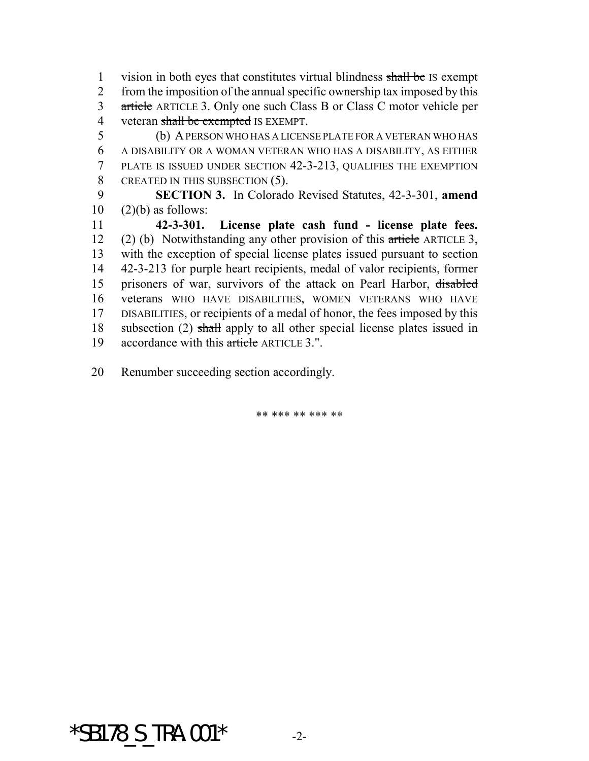vision in both eyes that constitutes virtual blindness ~~shall be~~ IS exempt from the imposition of the annual specific ownership tax imposed by this ~~article~~ ARTICLE 3. Only one such Class B or Class C motor vehicle per veteran ~~shall be exempted~~ IS EXEMPT.

(b) A PERSON WHO HAS A LICENSE PLATE FOR A VETERAN WHO HAS A DISABILITY OR A WOMAN VETERAN WHO HAS A DISABILITY, AS EITHER PLATE IS ISSUED UNDER SECTION 42-3-213, QUALIFIES THE EXEMPTION CREATED IN THIS SUBSECTION (5).

**SECTION 3.** In Colorado Revised Statutes, 42-3-301, **amend** (2)(b) as follows:

**42-3-301. License plate cash fund - license plate fees.** (2) (b) Notwithstanding any other provision of this ~~article~~ ARTICLE 3, with the exception of special license plates issued pursuant to section 42-3-213 for purple heart recipients, medal of valor recipients, former prisoners of war, survivors of the attack on Pearl Harbor, ~~disabled~~ veterans WHO HAVE DISABILITIES, WOMEN VETERANS WHO HAVE DISABILITIES, or recipients of a medal of honor, the fees imposed by this subsection (2) ~~shall~~ apply to all other special license plates issued in accordance with this ~~article~~ ARTICLE 3.".

Renumber succeeding section accordingly.

** *** ** *** **

*SB178_S_TRA.001*